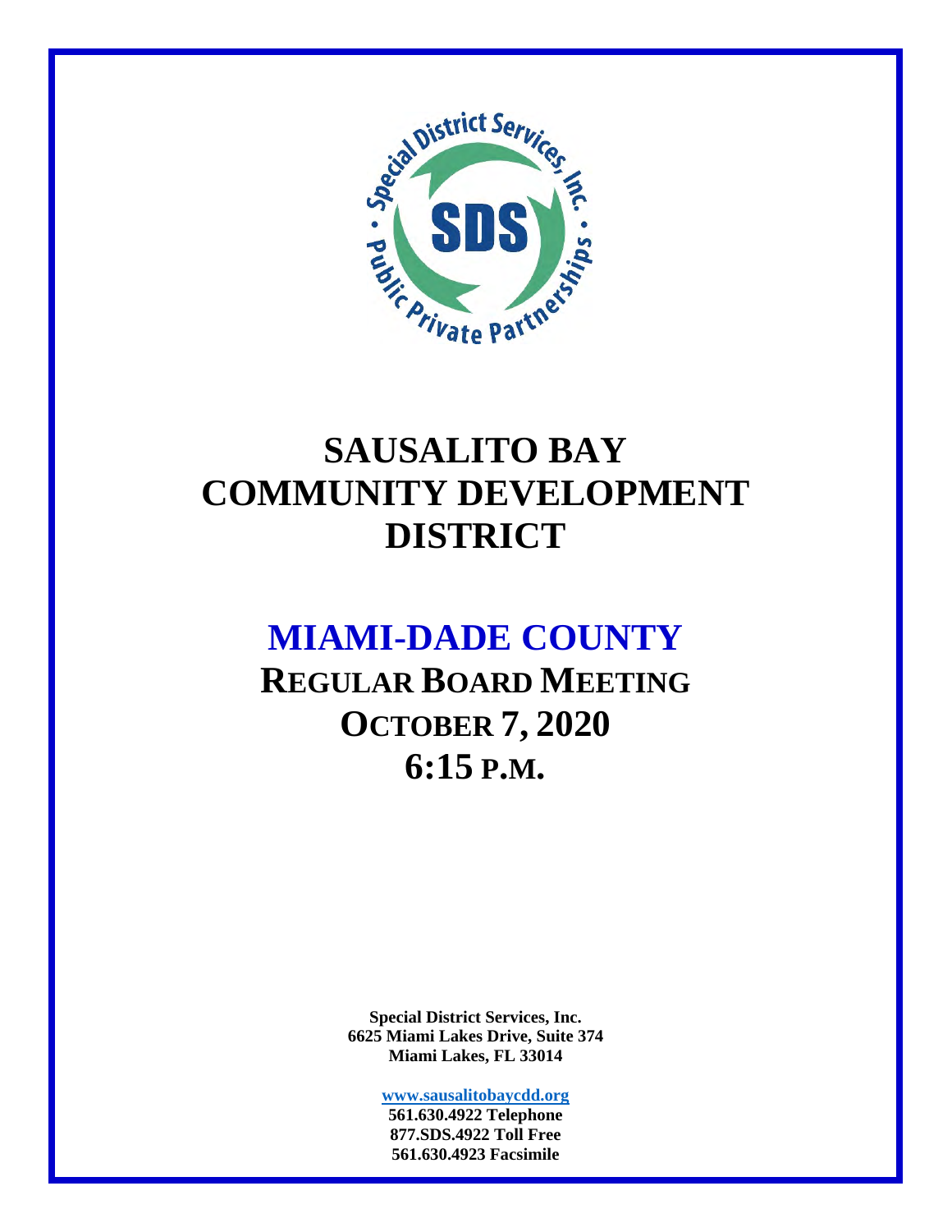# SAUSALITO BAY COMMUNITY DEVELOPMENT DISTRICT

## MIAMI-DADE COUNTY

## REGULAR BOARD MEETING
## OCTOBER 7, 2020
## 6:15 P.M.

**Special District Services, Inc.**
**6625 Miami Lakes Drive, Suite 374**
**Miami Lakes, FL 33014**

**www.sausalitobaycdd.org**
**561.630.4922 Telephone**
**877.SDS.4922 Toll Free**
**561.630.4923 Facsimile**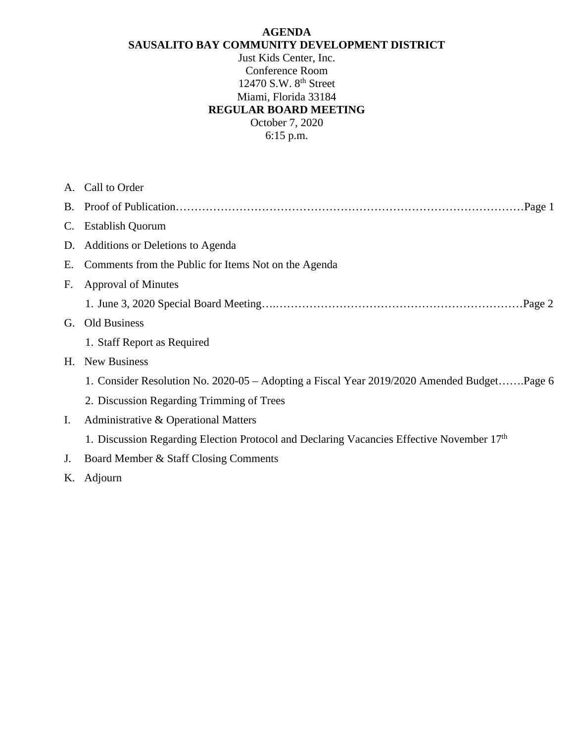**AGENDA**
**SAUSALITO BAY COMMUNITY DEVELOPMENT DISTRICT**
Just Kids Center, Inc.
Conference Room
12470 S.W. 8th Street
Miami, Florida 33184
**REGULAR BOARD MEETING**
October 7, 2020
6:15 p.m.

A. Call to Order

B. Proof of Publication……………………………………………………………………………Page 1

C. Establish Quorum

D. Additions or Deletions to Agenda

E. Comments from the Public for Items Not on the Agenda

F. Approval of Minutes

   1. June 3, 2020 Special Board Meeting…..……………………………………………………………Page 2

G. Old Business

   1. Staff Report as Required

H. New Business

   1. Consider Resolution No. 2020-05 – Adopting a Fiscal Year 2019/2020 Amended Budget…….Page 6

   2. Discussion Regarding Trimming of Trees

I. Administrative & Operational Matters

   1. Discussion Regarding Election Protocol and Declaring Vacancies Effective November 17th

J. Board Member & Staff Closing Comments

K. Adjourn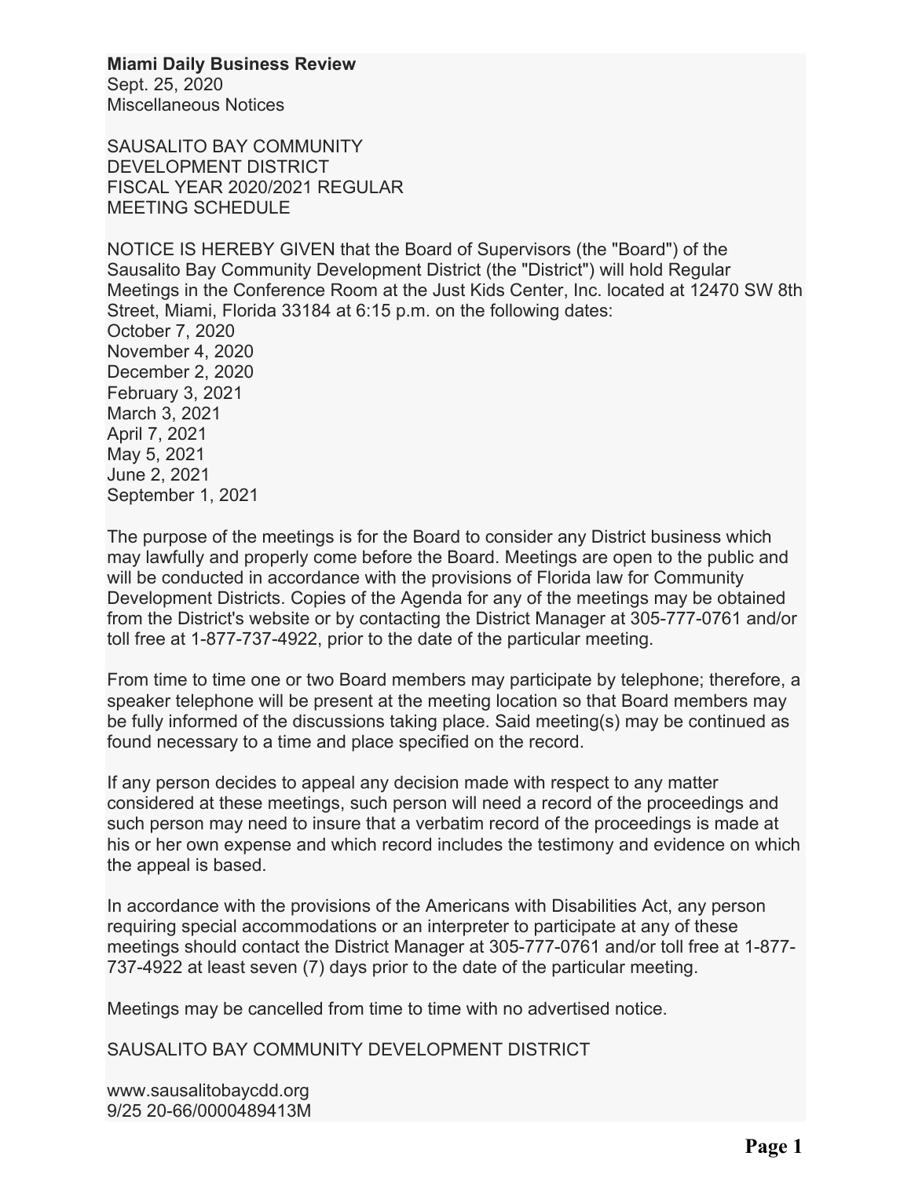**Miami Daily Business Review**
Sept. 25, 2020
Miscellaneous Notices

SAUSALITO BAY COMMUNITY
DEVELOPMENT DISTRICT
FISCAL YEAR 2020/2021 REGULAR
MEETING SCHEDULE

NOTICE IS HEREBY GIVEN that the Board of Supervisors (the "Board") of the Sausalito Bay Community Development District (the "District") will hold Regular Meetings in the Conference Room at the Just Kids Center, Inc. located at 12470 SW 8th Street, Miami, Florida 33184 at 6:15 p.m. on the following dates:
October 7, 2020
November 4, 2020
December 2, 2020
February 3, 2021
March 3, 2021
April 7, 2021
May 5, 2021
June 2, 2021
September 1, 2021

The purpose of the meetings is for the Board to consider any District business which may lawfully and properly come before the Board. Meetings are open to the public and will be conducted in accordance with the provisions of Florida law for Community Development Districts. Copies of the Agenda for any of the meetings may be obtained from the District's website or by contacting the District Manager at 305-777-0761 and/or toll free at 1-877-737-4922, prior to the date of the particular meeting.

From time to time one or two Board members may participate by telephone; therefore, a speaker telephone will be present at the meeting location so that Board members may be fully informed of the discussions taking place. Said meeting(s) may be continued as found necessary to a time and place specified on the record.

If any person decides to appeal any decision made with respect to any matter considered at these meetings, such person will need a record of the proceedings and such person may need to insure that a verbatim record of the proceedings is made at his or her own expense and which record includes the testimony and evidence on which the appeal is based.

In accordance with the provisions of the Americans with Disabilities Act, any person requiring special accommodations or an interpreter to participate at any of these meetings should contact the District Manager at 305-777-0761 and/or toll free at 1-877-737-4922 at least seven (7) days prior to the date of the particular meeting.

Meetings may be cancelled from time to time with no advertised notice.

SAUSALITO BAY COMMUNITY DEVELOPMENT DISTRICT

www.sausalitobaycdd.org
9/25 20-66/0000489413M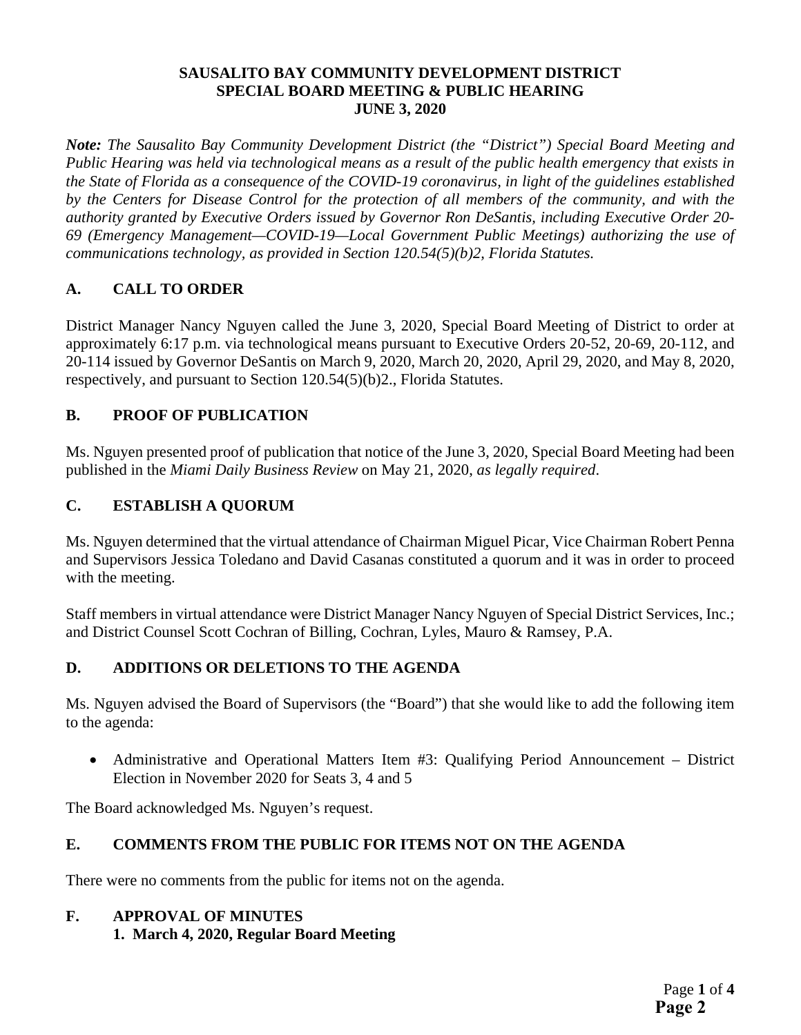**SAUSALITO BAY COMMUNITY DEVELOPMENT DISTRICT**
**SPECIAL BOARD MEETING & PUBLIC HEARING**
**JUNE 3, 2020**

***Note:** The Sausalito Bay Community Development District (the "District") Special Board Meeting and Public Hearing was held via technological means as a result of the public health emergency that exists in the State of Florida as a consequence of the COVID-19 coronavirus, in light of the guidelines established by the Centers for Disease Control for the protection of all members of the community, and with the authority granted by Executive Orders issued by Governor Ron DeSantis, including Executive Order 20-69 (Emergency Management—COVID-19—Local Government Public Meetings) authorizing the use of communications technology, as provided in Section 120.54(5)(b)2, Florida Statutes.*

## A. CALL TO ORDER

District Manager Nancy Nguyen called the June 3, 2020, Special Board Meeting of District to order at approximately 6:17 p.m. via technological means pursuant to Executive Orders 20-52, 20-69, 20-112, and 20-114 issued by Governor DeSantis on March 9, 2020, March 20, 2020, April 29, 2020, and May 8, 2020, respectively, and pursuant to Section 120.54(5)(b)2., Florida Statutes.

## B. PROOF OF PUBLICATION

Ms. Nguyen presented proof of publication that notice of the June 3, 2020, Special Board Meeting had been published in the *Miami Daily Business Review* on May 21, 2020, *as legally required*.

## C. ESTABLISH A QUORUM

Ms. Nguyen determined that the virtual attendance of Chairman Miguel Picar, Vice Chairman Robert Penna and Supervisors Jessica Toledano and David Casanas constituted a quorum and it was in order to proceed with the meeting.

Staff members in virtual attendance were District Manager Nancy Nguyen of Special District Services, Inc.; and District Counsel Scott Cochran of Billing, Cochran, Lyles, Mauro & Ramsey, P.A.

## D. ADDITIONS OR DELETIONS TO THE AGENDA

Ms. Nguyen advised the Board of Supervisors (the "Board") that she would like to add the following item to the agenda:

- Administrative and Operational Matters Item #3: Qualifying Period Announcement – District Election in November 2020 for Seats 3, 4 and 5

The Board acknowledged Ms. Nguyen's request.

## E. COMMENTS FROM THE PUBLIC FOR ITEMS NOT ON THE AGENDA

There were no comments from the public for items not on the agenda.

## F. APPROVAL OF MINUTES

**1. March 4, 2020, Regular Board Meeting**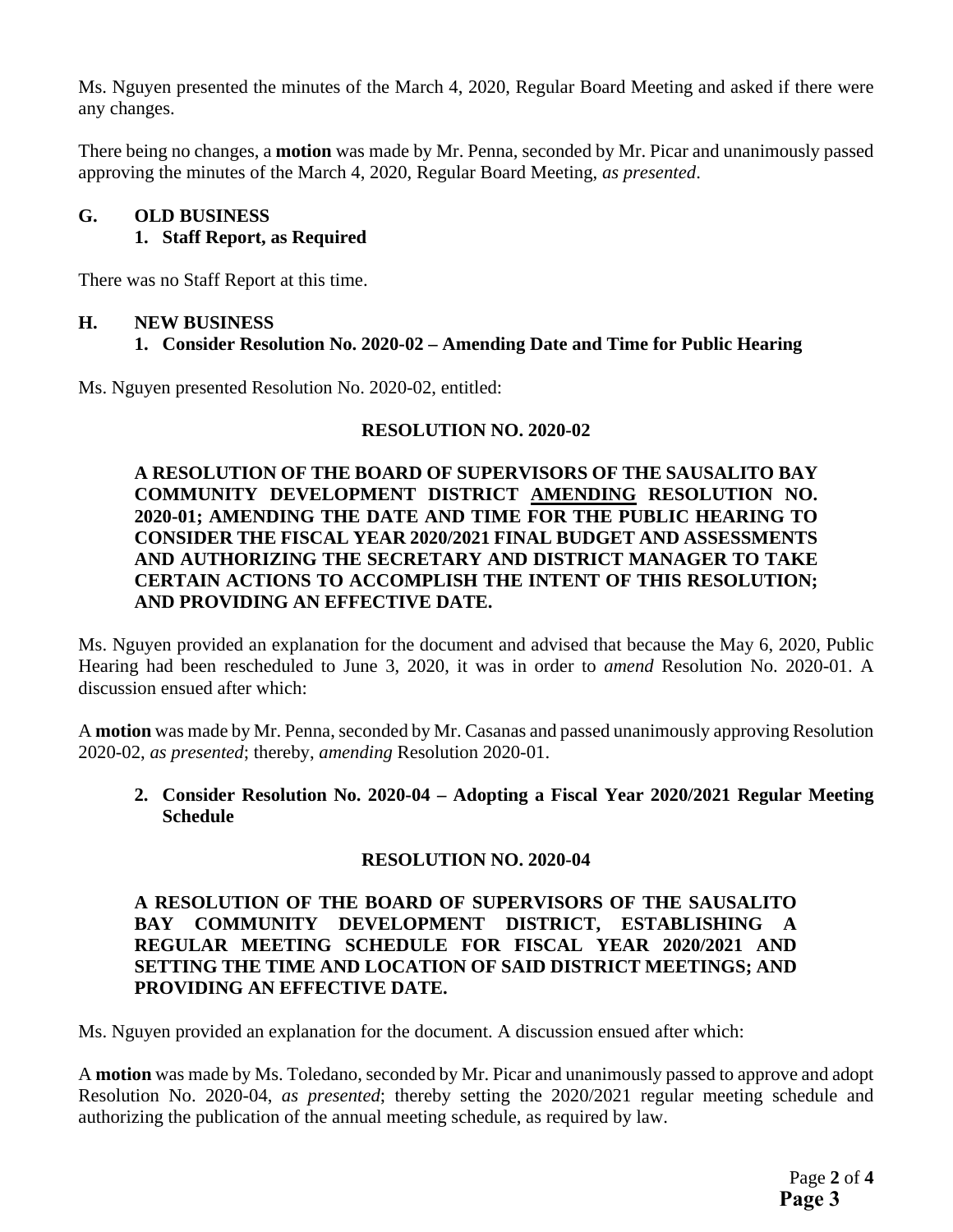Ms. Nguyen presented the minutes of the March 4, 2020, Regular Board Meeting and asked if there were any changes.

There being no changes, a **motion** was made by Mr. Penna, seconded by Mr. Picar and unanimously passed approving the minutes of the March 4, 2020, Regular Board Meeting, *as presented*.

## G. OLD BUSINESS

### 1. Staff Report, as Required

There was no Staff Report at this time.

## H. NEW BUSINESS

### 1. Consider Resolution No. 2020-02 – Amending Date and Time for Public Hearing

Ms. Nguyen presented Resolution No. 2020-02, entitled:

**RESOLUTION NO. 2020-02**

**A RESOLUTION OF THE BOARD OF SUPERVISORS OF THE SAUSALITO BAY COMMUNITY DEVELOPMENT DISTRICT <u>AMENDING</u> RESOLUTION NO. 2020-01; AMENDING THE DATE AND TIME FOR THE PUBLIC HEARING TO CONSIDER THE FISCAL YEAR 2020/2021 FINAL BUDGET AND ASSESSMENTS AND AUTHORIZING THE SECRETARY AND DISTRICT MANAGER TO TAKE CERTAIN ACTIONS TO ACCOMPLISH THE INTENT OF THIS RESOLUTION; AND PROVIDING AN EFFECTIVE DATE.**

Ms. Nguyen provided an explanation for the document and advised that because the May 6, 2020, Public Hearing had been rescheduled to June 3, 2020, it was in order to *amend* Resolution No. 2020-01. A discussion ensued after which:

A **motion** was made by Mr. Penna, seconded by Mr. Casanas and passed unanimously approving Resolution 2020-02, *as presented*; thereby, *amending* Resolution 2020-01.

### 2. Consider Resolution No. 2020-04 – Adopting a Fiscal Year 2020/2021 Regular Meeting Schedule

**RESOLUTION NO. 2020-04**

**A RESOLUTION OF THE BOARD OF SUPERVISORS OF THE SAUSALITO BAY COMMUNITY DEVELOPMENT DISTRICT, ESTABLISHING A REGULAR MEETING SCHEDULE FOR FISCAL YEAR 2020/2021 AND SETTING THE TIME AND LOCATION OF SAID DISTRICT MEETINGS; AND PROVIDING AN EFFECTIVE DATE.**

Ms. Nguyen provided an explanation for the document. A discussion ensued after which:

A **motion** was made by Ms. Toledano, seconded by Mr. Picar and unanimously passed to approve and adopt Resolution No. 2020-04, *as presented*; thereby setting the 2020/2021 regular meeting schedule and authorizing the publication of the annual meeting schedule, as required by law.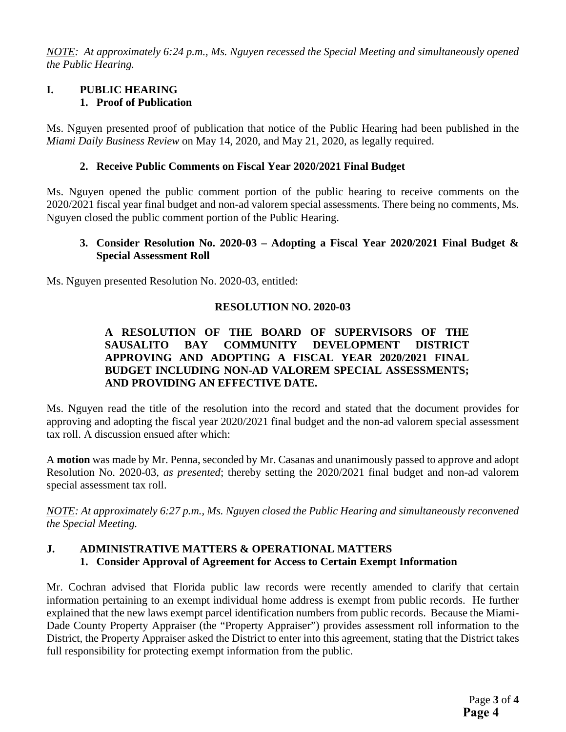*NOTE: At approximately 6:24 p.m., Ms. Nguyen recessed the Special Meeting and simultaneously opened the Public Hearing.*

## I. PUBLIC HEARING

### 1. Proof of Publication

Ms. Nguyen presented proof of publication that notice of the Public Hearing had been published in the *Miami Daily Business Review* on May 14, 2020, and May 21, 2020, as legally required.

### 2. Receive Public Comments on Fiscal Year 2020/2021 Final Budget

Ms. Nguyen opened the public comment portion of the public hearing to receive comments on the 2020/2021 fiscal year final budget and non-ad valorem special assessments. There being no comments, Ms. Nguyen closed the public comment portion of the Public Hearing.

### 3. Consider Resolution No. 2020-03 – Adopting a Fiscal Year 2020/2021 Final Budget & Special Assessment Roll

Ms. Nguyen presented Resolution No. 2020-03, entitled:

**RESOLUTION NO. 2020-03**

**A RESOLUTION OF THE BOARD OF SUPERVISORS OF THE SAUSALITO BAY COMMUNITY DEVELOPMENT DISTRICT APPROVING AND ADOPTING A FISCAL YEAR 2020/2021 FINAL BUDGET INCLUDING NON-AD VALOREM SPECIAL ASSESSMENTS; AND PROVIDING AN EFFECTIVE DATE.**

Ms. Nguyen read the title of the resolution into the record and stated that the document provides for approving and adopting the fiscal year 2020/2021 final budget and the non-ad valorem special assessment tax roll. A discussion ensued after which:

A **motion** was made by Mr. Penna, seconded by Mr. Casanas and unanimously passed to approve and adopt Resolution No. 2020-03, *as presented*; thereby setting the 2020/2021 final budget and non-ad valorem special assessment tax roll.

*NOTE: At approximately 6:27 p.m., Ms. Nguyen closed the Public Hearing and simultaneously reconvened the Special Meeting.*

## J. ADMINISTRATIVE MATTERS & OPERATIONAL MATTERS

### 1. Consider Approval of Agreement for Access to Certain Exempt Information

Mr. Cochran advised that Florida public law records were recently amended to clarify that certain information pertaining to an exempt individual home address is exempt from public records. He further explained that the new laws exempt parcel identification numbers from public records. Because the Miami-Dade County Property Appraiser (the "Property Appraiser") provides assessment roll information to the District, the Property Appraiser asked the District to enter into this agreement, stating that the District takes full responsibility for protecting exempt information from the public.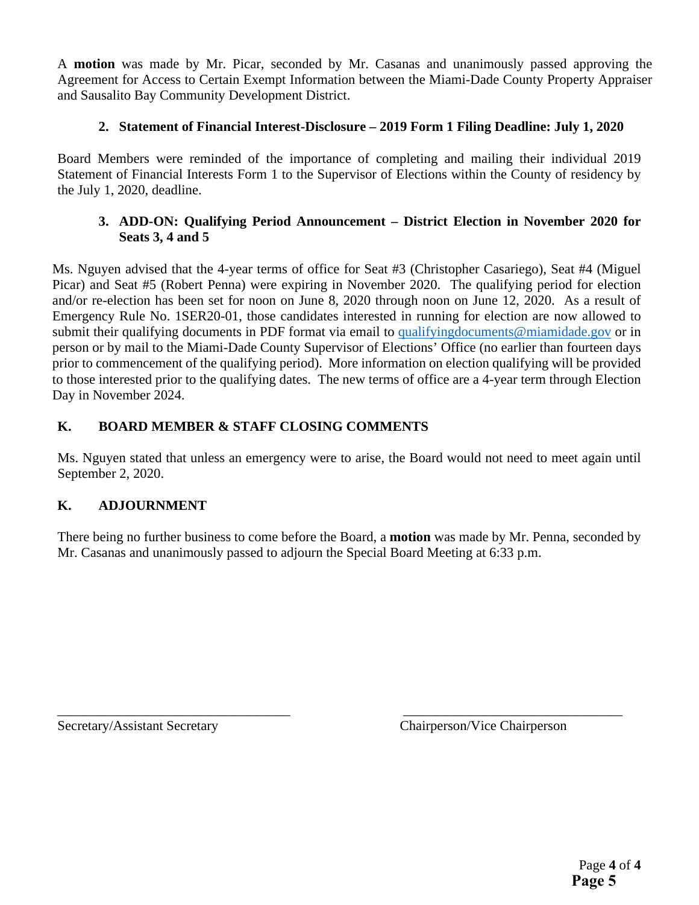A **motion** was made by Mr. Picar, seconded by Mr. Casanas and unanimously passed approving the Agreement for Access to Certain Exempt Information between the Miami-Dade County Property Appraiser and Sausalito Bay Community Development District.

**2. Statement of Financial Interest-Disclosure – 2019 Form 1 Filing Deadline: July 1, 2020**

Board Members were reminded of the importance of completing and mailing their individual 2019 Statement of Financial Interests Form 1 to the Supervisor of Elections within the County of residency by the July 1, 2020, deadline.

**3. ADD-ON: Qualifying Period Announcement – District Election in November 2020 for Seats 3, 4 and 5**

Ms. Nguyen advised that the 4-year terms of office for Seat #3 (Christopher Casariego), Seat #4 (Miguel Picar) and Seat #5 (Robert Penna) were expiring in November 2020. The qualifying period for election and/or re-election has been set for noon on June 8, 2020 through noon on June 12, 2020. As a result of Emergency Rule No. 1SER20-01, those candidates interested in running for election are now allowed to submit their qualifying documents in PDF format via email to qualifyingdocuments@miamidade.gov or in person or by mail to the Miami-Dade County Supervisor of Elections' Office (no earlier than fourteen days prior to commencement of the qualifying period). More information on election qualifying will be provided to those interested prior to the qualifying dates. The new terms of office are a 4-year term through Election Day in November 2024.

## K. BOARD MEMBER & STAFF CLOSING COMMENTS

Ms. Nguyen stated that unless an emergency were to arise, the Board would not need to meet again until September 2, 2020.

## K. ADJOURNMENT

There being no further business to come before the Board, a **motion** was made by Mr. Penna, seconded by Mr. Casanas and unanimously passed to adjourn the Special Board Meeting at 6:33 p.m.

___________________________________ ___________________________________

Secretary/Assistant Secretary Chairperson/Vice Chairperson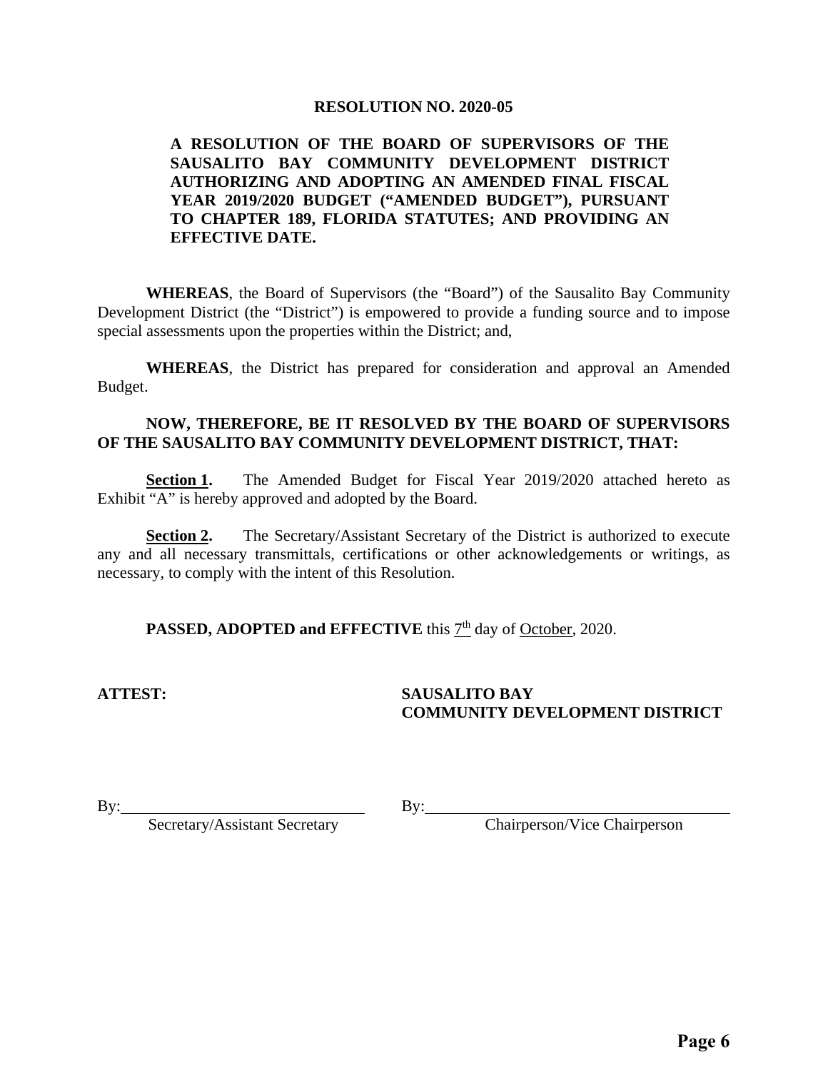**RESOLUTION NO. 2020-05**

**A RESOLUTION OF THE BOARD OF SUPERVISORS OF THE SAUSALITO BAY COMMUNITY DEVELOPMENT DISTRICT AUTHORIZING AND ADOPTING AN AMENDED FINAL FISCAL YEAR 2019/2020 BUDGET ("AMENDED BUDGET"), PURSUANT TO CHAPTER 189, FLORIDA STATUTES; AND PROVIDING AN EFFECTIVE DATE.**

**WHEREAS**, the Board of Supervisors (the "Board") of the Sausalito Bay Community Development District (the "District") is empowered to provide a funding source and to impose special assessments upon the properties within the District; and,

**WHEREAS**, the District has prepared for consideration and approval an Amended Budget.

**NOW, THEREFORE, BE IT RESOLVED BY THE BOARD OF SUPERVISORS OF THE SAUSALITO BAY COMMUNITY DEVELOPMENT DISTRICT, THAT:**

**Section 1.** The Amended Budget for Fiscal Year 2019/2020 attached hereto as Exhibit "A" is hereby approved and adopted by the Board.

**Section 2.** The Secretary/Assistant Secretary of the District is authorized to execute any and all necessary transmittals, certifications or other acknowledgements or writings, as necessary, to comply with the intent of this Resolution.

**PASSED, ADOPTED and EFFECTIVE** this 7th day of October, 2020.

**ATTEST:**

**SAUSALITO BAY COMMUNITY DEVELOPMENT DISTRICT**

By:______________________________
Secretary/Assistant Secretary

By:______________________________
Chairperson/Vice Chairperson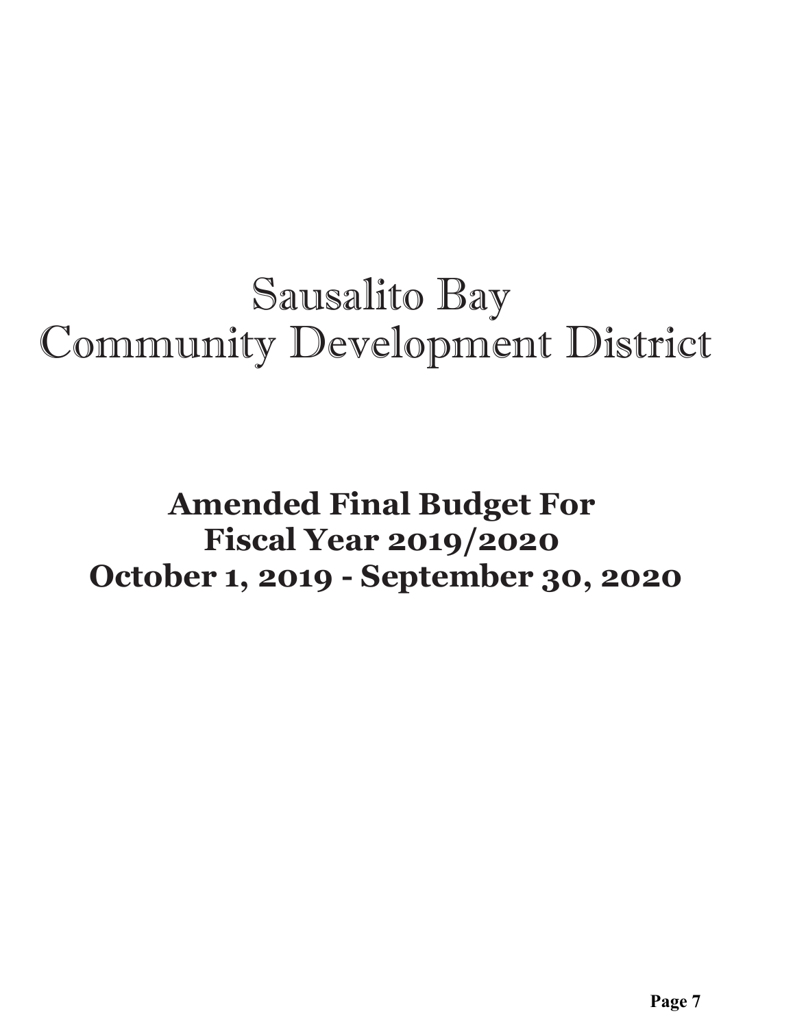# Sausalito Bay
# Community Development District

## Amended Final Budget For
## Fiscal Year 2019/2020
## October 1, 2019 - September 30, 2020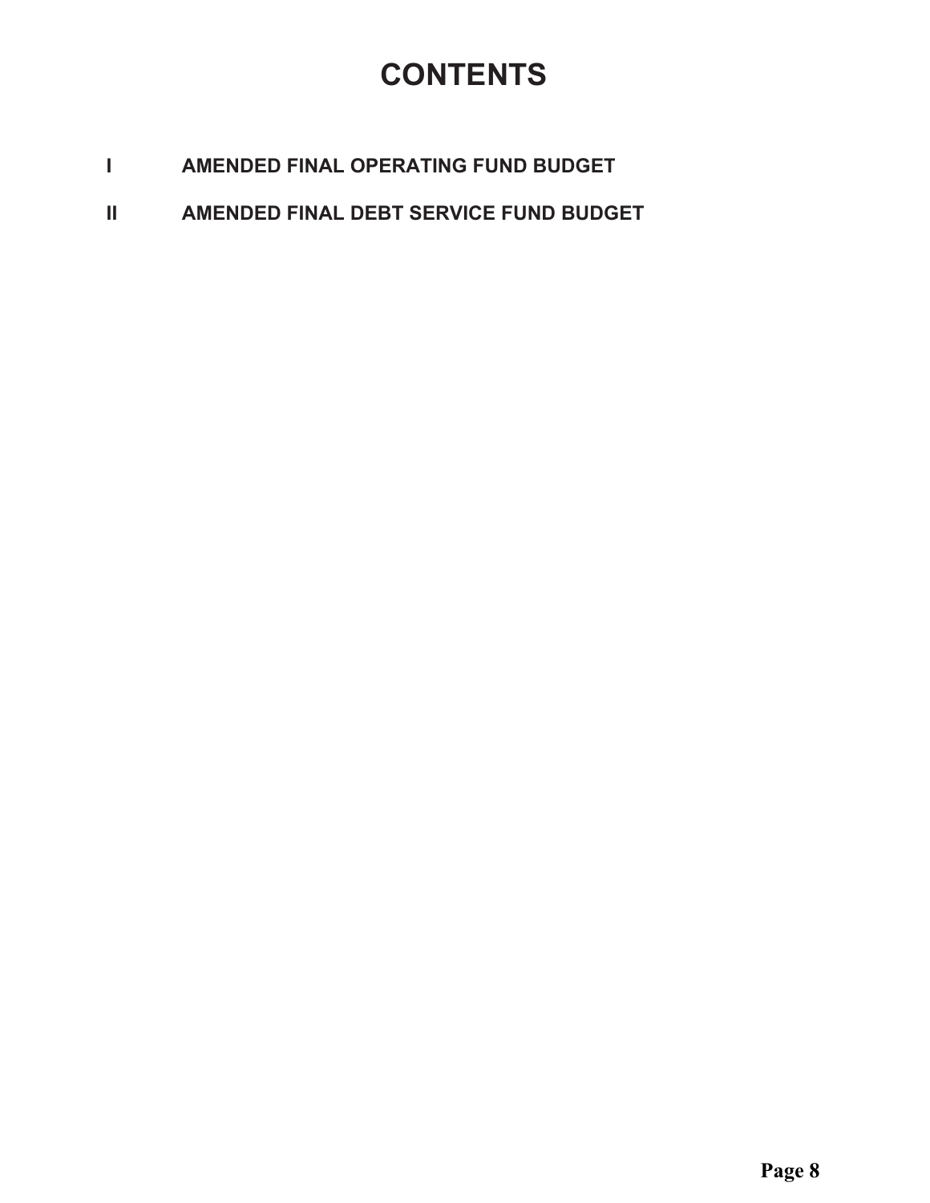# CONTENTS

I AMENDED FINAL OPERATING FUND BUDGET

II AMENDED FINAL DEBT SERVICE FUND BUDGET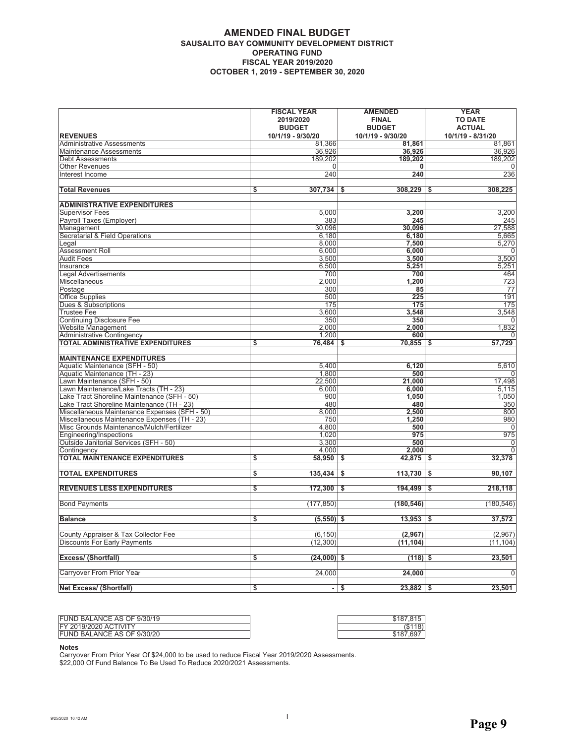# AMENDED FINAL BUDGET
## SAUSALITO BAY COMMUNITY DEVELOPMENT DISTRICT
### OPERATING FUND
### FISCAL YEAR 2019/2020
### OCTOBER 1, 2019 - SEPTEMBER 30, 2020

| REVENUES | FISCAL YEAR 2019/2020 BUDGET 10/1/19 - 9/30/20 | AMENDED FINAL BUDGET 10/1/19 - 9/30/20 | YEAR TO DATE ACTUAL 10/1/19 - 8/31/20 |
|---|---|---|---|
| Administrative Assessments | 81,366 | **81,861** | 81,861 |
| Maintenance Assessments | 36,926 | **36,926** | 36,926 |
| Debt Assessments | 189,202 | **189,202** | 189,202 |
| Other Revenues | 0 | **0** | 0 |
| Interest Income | 240 | **240** | 236 |
| **Total Revenues** | **$ 307,734** | **$ 308,229** | **$ 308,225** |
| **ADMINISTRATIVE EXPENDITURES** | | | |
| Supervisor Fees | 5,000 | **3,200** | 3,200 |
| Payroll Taxes (Employer) | 383 | **245** | 245 |
| Management | 30,096 | **30,096** | 27,588 |
| Secretarial & Field Operations | 6,180 | **6,180** | 5,665 |
| Legal | 8,000 | **7,500** | 5,270 |
| Assessment Roll | 6,000 | **6,000** | 0 |
| Audit Fees | 3,500 | **3,500** | 3,500 |
| Insurance | 6,500 | **5,251** | 5,251 |
| Legal Advertisements | 700 | **700** | 464 |
| Miscellaneous | 2,000 | **1,200** | 723 |
| Postage | 300 | **85** | 77 |
| Office Supplies | 500 | **225** | 191 |
| Dues & Subscriptions | 175 | **175** | 175 |
| Trustee Fee | 3,600 | **3,548** | 3,548 |
| Continuing Disclosure Fee | 350 | **350** | 0 |
| Website Management | 2,000 | **2,000** | 1,832 |
| Administrative Contingency | 1,200 | **600** | 0 |
| **TOTAL ADMINISTRATIVE EXPENDITURES** | **$ 76,484** | **$ 70,855** | **$ 57,729** |
| **MAINTENANCE EXPENDITURES** | | | |
| Aquatic Maintenance (SFH - 50) | 5,400 | **6,120** | 5,610 |
| Aquatic Maintenance (TH - 23) | 1,800 | **500** | 0 |
| Lawn Maintenance (SFH - 50) | 22,500 | **21,000** | 17,498 |
| Lawn Maintenance/Lake Tracts (TH - 23) | 6,000 | **6,000** | 5,115 |
| Lake Tract Shoreline Maintenance (SFH - 50) | 900 | **1,050** | 1,050 |
| Lake Tract Shoreline Maintenance (TH - 23) | 480 | **480** | 350 |
| Miscellaneous Maintenance Expenses (SFH - 50) | 8,000 | **2,500** | 800 |
| Miscellaneous Maintenance Expenses (TH - 23) | 750 | **1,250** | 980 |
| Misc Grounds Maintenance/Mulch/Fertilizer | 4,800 | **500** | 0 |
| Engineering/Inspections | 1,020 | **975** | 975 |
| Outside Janitorial Services (SFH - 50) | 3,300 | **500** | 0 |
| Contingency | 4,000 | **2,000** | 0 |
| **TOTAL MAINTENANCE EXPENDITURES** | **$ 58,950** | **$ 42,875** | **$ 32,378** |
| **TOTAL EXPENDITURES** | **$ 135,434** | **$ 113,730** | **$ 90,107** |
| **REVENUES LESS EXPENDITURES** | **$ 172,300** | **$ 194,499** | **$ 218,118** |
| Bond Payments | (177,850) | **(180,546)** | (180,546) |
| **Balance** | **$ (5,550)** | **$ 13,953** | **$ 37,572** |
| County Appraiser & Tax Collector Fee | (6,150) | **(2,967)** | (2,967) |
| Discounts For Early Payments | (12,300) | **(11,104)** | (11,104) |
| **Excess/ (Shortfall)** | **$ (24,000)** | **$ (118)** | **$ 23,501** |
| Carryover From Prior Year | 24,000 | **24,000** | 0 |
| **Net Excess/ (Shortfall)** | **$ -** | **$ 23,882** | **$ 23,501** |

| | |
|---|---|
| FUND BALANCE AS OF 9/30/19 | $187,815 |
| FY 2019/2020 ACTIVITY | ($118) |
| FUND BALANCE AS OF 9/30/20 | $187,697 |

**Notes**

Carryover From Prior Year Of $24,000 to be used to reduce Fiscal Year 2019/2020 Assessments.
$22,000 Of Fund Balance To Be Used To Reduce 2020/2021 Assessments.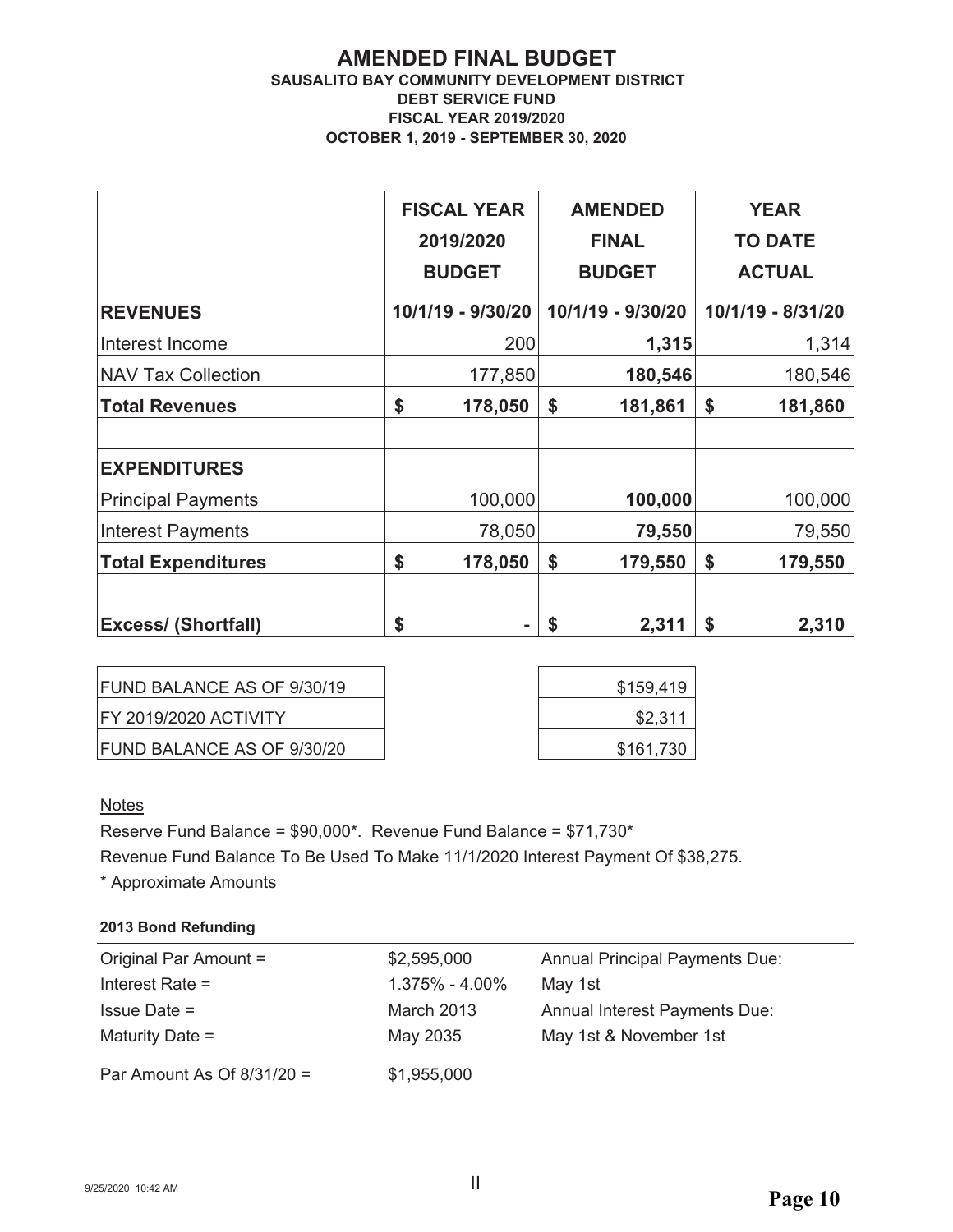# AMENDED FINAL BUDGET

**SAUSALITO BAY COMMUNITY DEVELOPMENT DISTRICT**
**DEBT SERVICE FUND**
**FISCAL YEAR 2019/2020**
**OCTOBER 1, 2019 - SEPTEMBER 30, 2020**

| | FISCAL YEAR 2019/2020 BUDGET | AMENDED FINAL BUDGET | YEAR TO DATE ACTUAL |
|---|---|---|---|
| **REVENUES** | **10/1/19 - 9/30/20** | **10/1/19 - 9/30/20** | **10/1/19 - 8/31/20** |
| Interest Income | 200 | **1,315** | 1,314 |
| NAV Tax Collection | 177,850 | **180,546** | 180,546 |
| **Total Revenues** | **$ 178,050** | **$ 181,861** | **$ 181,860** |
| | | | |
| **EXPENDITURES** | | | |
| Principal Payments | 100,000 | **100,000** | 100,000 |
| Interest Payments | 78,050 | **79,550** | 79,550 |
| **Total Expenditures** | **$ 178,050** | **$ 179,550** | **$ 179,550** |
| | | | |
| **Excess/ (Shortfall)** | **$ -** | **$ 2,311** | **$ 2,310** |

| | |
|---|---|
| FUND BALANCE AS OF 9/30/19 | $159,419 |
| FY 2019/2020 ACTIVITY | $2,311 |
| FUND BALANCE AS OF 9/30/20 | $161,730 |

Notes

Reserve Fund Balance = $90,000*. Revenue Fund Balance = $71,730*

Revenue Fund Balance To Be Used To Make 11/1/2020 Interest Payment Of $38,275.

* Approximate Amounts

**2013 Bond Refunding**

| | | |
|---|---|---|
| Original Par Amount = | $2,595,000 | Annual Principal Payments Due: |
| Interest Rate = | 1.375% - 4.00% | May 1st |
| Issue Date = | March 2013 | Annual Interest Payments Due: |
| Maturity Date = | May 2035 | May 1st & November 1st |
| Par Amount As Of 8/31/20 = | $1,955,000 | |